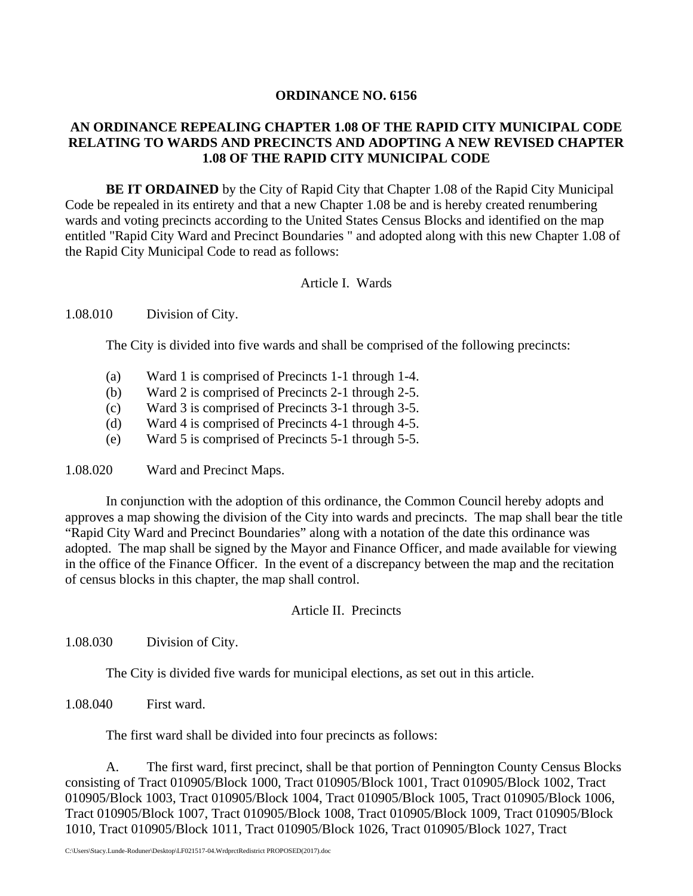# ORDINANCE NO. 6156

## AN ORDINANCE REPEALING CHAPTER 1.08 OF THE RAPID CITY MUNICIPAL CODE RELATING TO WARDS AND PRECINCTS AND ADOPTING A NEW REVISED CHAPTER 1.08 OF THE RAPID CITY MUNICIPAL CODE

**BE IT ORDAINED** by the City of Rapid City that Chapter 1.08 of the Rapid City Municipal Code be repealed in its entirety and that a new Chapter 1.08 be and is hereby created renumbering wards and voting precincts according to the United States Census Blocks and identified on the map entitled "Rapid City Ward and Precinct Boundaries " and adopted along with this new Chapter 1.08 of the Rapid City Municipal Code to read as follows:

Article I. Wards

1.08.010 Division of City.

The City is divided into five wards and shall be comprised of the following precincts:

(a) Ward 1 is comprised of Precincts 1-1 through 1-4.
(b) Ward 2 is comprised of Precincts 2-1 through 2-5.
(c) Ward 3 is comprised of Precincts 3-1 through 3-5.
(d) Ward 4 is comprised of Precincts 4-1 through 4-5.
(e) Ward 5 is comprised of Precincts 5-1 through 5-5.

1.08.020 Ward and Precinct Maps.

In conjunction with the adoption of this ordinance, the Common Council hereby adopts and approves a map showing the division of the City into wards and precincts. The map shall bear the title “Rapid City Ward and Precinct Boundaries” along with a notation of the date this ordinance was adopted. The map shall be signed by the Mayor and Finance Officer, and made available for viewing in the office of the Finance Officer. In the event of a discrepancy between the map and the recitation of census blocks in this chapter, the map shall control.

Article II. Precincts

1.08.030 Division of City.

The City is divided five wards for municipal elections, as set out in this article.

1.08.040 First ward.

The first ward shall be divided into four precincts as follows:

A. The first ward, first precinct, shall be that portion of Pennington County Census Blocks consisting of Tract 010905/Block 1000, Tract 010905/Block 1001, Tract 010905/Block 1002, Tract 010905/Block 1003, Tract 010905/Block 1004, Tract 010905/Block 1005, Tract 010905/Block 1006, Tract 010905/Block 1007, Tract 010905/Block 1008, Tract 010905/Block 1009, Tract 010905/Block 1010, Tract 010905/Block 1011, Tract 010905/Block 1026, Tract 010905/Block 1027, Tract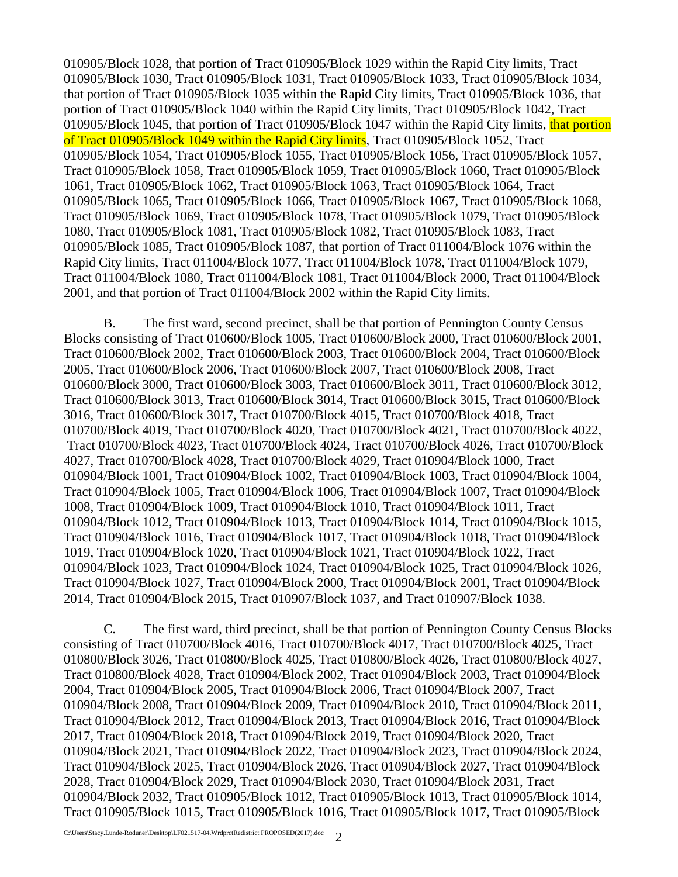010905/Block 1028, that portion of Tract 010905/Block 1029 within the Rapid City limits, Tract 010905/Block 1030, Tract 010905/Block 1031, Tract 010905/Block 1033, Tract 010905/Block 1034, that portion of Tract 010905/Block 1035 within the Rapid City limits, Tract 010905/Block 1036, that portion of Tract 010905/Block 1040 within the Rapid City limits, Tract 010905/Block 1042, Tract 010905/Block 1045, that portion of Tract 010905/Block 1047 within the Rapid City limits, that portion of Tract 010905/Block 1049 within the Rapid City limits, Tract 010905/Block 1052, Tract 010905/Block 1054, Tract 010905/Block 1055, Tract 010905/Block 1056, Tract 010905/Block 1057, Tract 010905/Block 1058, Tract 010905/Block 1059, Tract 010905/Block 1060, Tract 010905/Block 1061, Tract 010905/Block 1062, Tract 010905/Block 1063, Tract 010905/Block 1064, Tract 010905/Block 1065, Tract 010905/Block 1066, Tract 010905/Block 1067, Tract 010905/Block 1068, Tract 010905/Block 1069, Tract 010905/Block 1078, Tract 010905/Block 1079, Tract 010905/Block 1080, Tract 010905/Block 1081, Tract 010905/Block 1082, Tract 010905/Block 1083, Tract 010905/Block 1085, Tract 010905/Block 1087, that portion of Tract 011004/Block 1076 within the Rapid City limits, Tract 011004/Block 1077, Tract 011004/Block 1078, Tract 011004/Block 1079, Tract 011004/Block 1080, Tract 011004/Block 1081, Tract 011004/Block 2000, Tract 011004/Block 2001, and that portion of Tract 011004/Block 2002 within the Rapid City limits.

B. The first ward, second precinct, shall be that portion of Pennington County Census Blocks consisting of Tract 010600/Block 1005, Tract 010600/Block 2000, Tract 010600/Block 2001, Tract 010600/Block 2002, Tract 010600/Block 2003, Tract 010600/Block 2004, Tract 010600/Block 2005, Tract 010600/Block 2006, Tract 010600/Block 2007, Tract 010600/Block 2008, Tract 010600/Block 3000, Tract 010600/Block 3003, Tract 010600/Block 3011, Tract 010600/Block 3012, Tract 010600/Block 3013, Tract 010600/Block 3014, Tract 010600/Block 3015, Tract 010600/Block 3016, Tract 010600/Block 3017, Tract 010700/Block 4015, Tract 010700/Block 4018, Tract 010700/Block 4019, Tract 010700/Block 4020, Tract 010700/Block 4021, Tract 010700/Block 4022, Tract 010700/Block 4023, Tract 010700/Block 4024, Tract 010700/Block 4026, Tract 010700/Block 4027, Tract 010700/Block 4028, Tract 010700/Block 4029, Tract 010904/Block 1000, Tract 010904/Block 1001, Tract 010904/Block 1002, Tract 010904/Block 1003, Tract 010904/Block 1004, Tract 010904/Block 1005, Tract 010904/Block 1006, Tract 010904/Block 1007, Tract 010904/Block 1008, Tract 010904/Block 1009, Tract 010904/Block 1010, Tract 010904/Block 1011, Tract 010904/Block 1012, Tract 010904/Block 1013, Tract 010904/Block 1014, Tract 010904/Block 1015, Tract 010904/Block 1016, Tract 010904/Block 1017, Tract 010904/Block 1018, Tract 010904/Block 1019, Tract 010904/Block 1020, Tract 010904/Block 1021, Tract 010904/Block 1022, Tract 010904/Block 1023, Tract 010904/Block 1024, Tract 010904/Block 1025, Tract 010904/Block 1026, Tract 010904/Block 1027, Tract 010904/Block 2000, Tract 010904/Block 2001, Tract 010904/Block 2014, Tract 010904/Block 2015, Tract 010907/Block 1037, and Tract 010907/Block 1038.

C. The first ward, third precinct, shall be that portion of Pennington County Census Blocks consisting of Tract 010700/Block 4016, Tract 010700/Block 4017, Tract 010700/Block 4025, Tract 010800/Block 3026, Tract 010800/Block 4025, Tract 010800/Block 4026, Tract 010800/Block 4027, Tract 010800/Block 4028, Tract 010904/Block 2002, Tract 010904/Block 2003, Tract 010904/Block 2004, Tract 010904/Block 2005, Tract 010904/Block 2006, Tract 010904/Block 2007, Tract 010904/Block 2008, Tract 010904/Block 2009, Tract 010904/Block 2010, Tract 010904/Block 2011, Tract 010904/Block 2012, Tract 010904/Block 2013, Tract 010904/Block 2016, Tract 010904/Block 2017, Tract 010904/Block 2018, Tract 010904/Block 2019, Tract 010904/Block 2020, Tract 010904/Block 2021, Tract 010904/Block 2022, Tract 010904/Block 2023, Tract 010904/Block 2024, Tract 010904/Block 2025, Tract 010904/Block 2026, Tract 010904/Block 2027, Tract 010904/Block 2028, Tract 010904/Block 2029, Tract 010904/Block 2030, Tract 010904/Block 2031, Tract 010904/Block 2032, Tract 010905/Block 1012, Tract 010905/Block 1013, Tract 010905/Block 1014, Tract 010905/Block 1015, Tract 010905/Block 1016, Tract 010905/Block 1017, Tract 010905/Block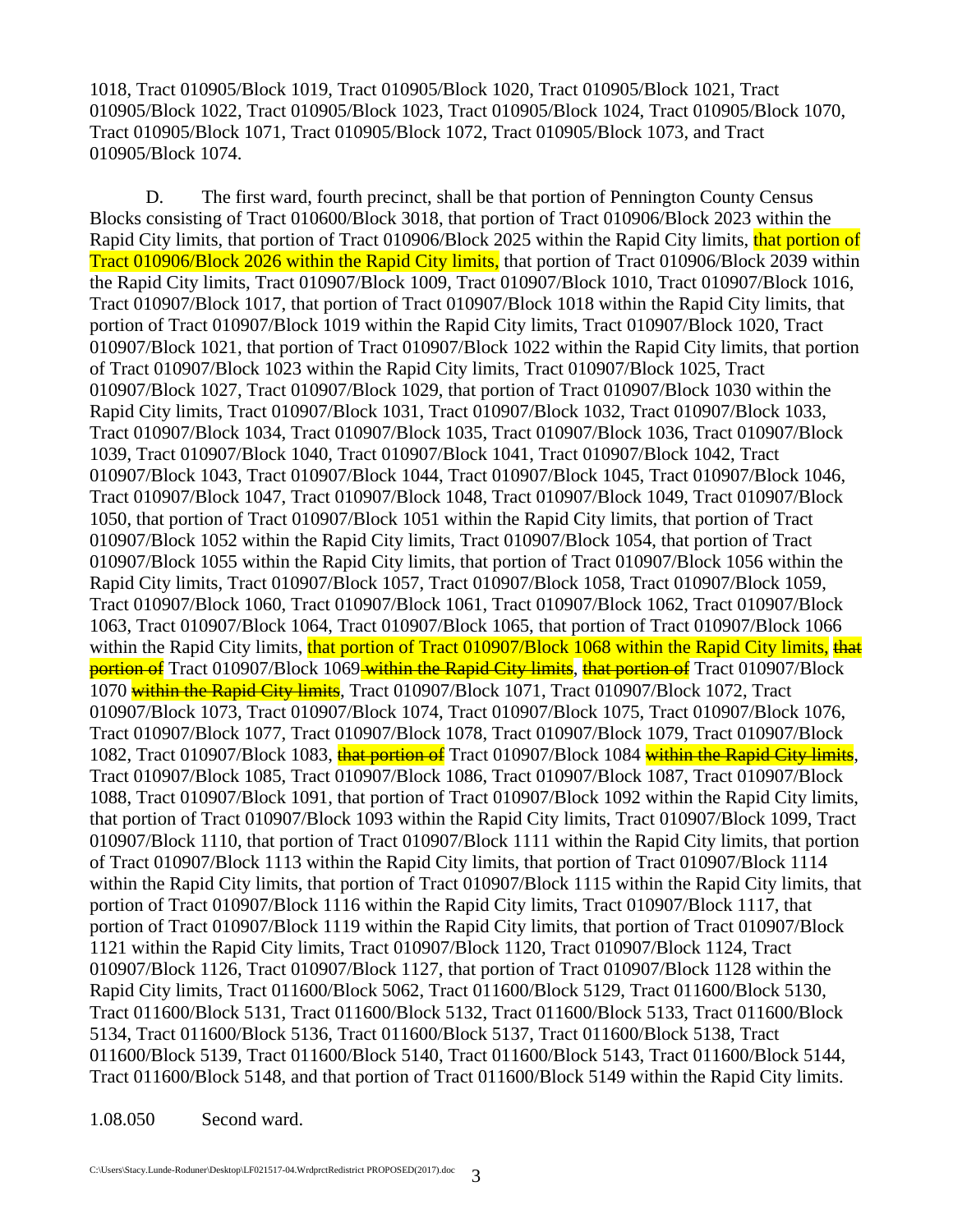1018, Tract 010905/Block 1019, Tract 010905/Block 1020, Tract 010905/Block 1021, Tract 010905/Block 1022, Tract 010905/Block 1023, Tract 010905/Block 1024, Tract 010905/Block 1070, Tract 010905/Block 1071, Tract 010905/Block 1072, Tract 010905/Block 1073, and Tract 010905/Block 1074.

D. The first ward, fourth precinct, shall be that portion of Pennington County Census Blocks consisting of Tract 010600/Block 3018, that portion of Tract 010906/Block 2023 within the Rapid City limits, that portion of Tract 010906/Block 2025 within the Rapid City limits, that portion of Tract 010906/Block 2026 within the Rapid City limits, that portion of Tract 010906/Block 2039 within the Rapid City limits, Tract 010907/Block 1009, Tract 010907/Block 1010, Tract 010907/Block 1016, Tract 010907/Block 1017, that portion of Tract 010907/Block 1018 within the Rapid City limits, that portion of Tract 010907/Block 1019 within the Rapid City limits, Tract 010907/Block 1020, Tract 010907/Block 1021, that portion of Tract 010907/Block 1022 within the Rapid City limits, that portion of Tract 010907/Block 1023 within the Rapid City limits, Tract 010907/Block 1025, Tract 010907/Block 1027, Tract 010907/Block 1029, that portion of Tract 010907/Block 1030 within the Rapid City limits, Tract 010907/Block 1031, Tract 010907/Block 1032, Tract 010907/Block 1033, Tract 010907/Block 1034, Tract 010907/Block 1035, Tract 010907/Block 1036, Tract 010907/Block 1039, Tract 010907/Block 1040, Tract 010907/Block 1041, Tract 010907/Block 1042, Tract 010907/Block 1043, Tract 010907/Block 1044, Tract 010907/Block 1045, Tract 010907/Block 1046, Tract 010907/Block 1047, Tract 010907/Block 1048, Tract 010907/Block 1049, Tract 010907/Block 1050, that portion of Tract 010907/Block 1051 within the Rapid City limits, that portion of Tract 010907/Block 1052 within the Rapid City limits, Tract 010907/Block 1054, that portion of Tract 010907/Block 1055 within the Rapid City limits, that portion of Tract 010907/Block 1056 within the Rapid City limits, Tract 010907/Block 1057, Tract 010907/Block 1058, Tract 010907/Block 1059, Tract 010907/Block 1060, Tract 010907/Block 1061, Tract 010907/Block 1062, Tract 010907/Block 1063, Tract 010907/Block 1064, Tract 010907/Block 1065, that portion of Tract 010907/Block 1066 within the Rapid City limits, that portion of Tract 010907/Block 1068 within the Rapid City limits, ~~that portion of~~ Tract 010907/Block 1069 ~~within the Rapid City limits~~, ~~that portion of~~ Tract 010907/Block 1070 ~~within the Rapid City limits~~, Tract 010907/Block 1071, Tract 010907/Block 1072, Tract 010907/Block 1073, Tract 010907/Block 1074, Tract 010907/Block 1075, Tract 010907/Block 1076, Tract 010907/Block 1077, Tract 010907/Block 1078, Tract 010907/Block 1079, Tract 010907/Block 1082, Tract 010907/Block 1083, ~~that portion of~~ Tract 010907/Block 1084 ~~within the Rapid City limits~~, Tract 010907/Block 1085, Tract 010907/Block 1086, Tract 010907/Block 1087, Tract 010907/Block 1088, Tract 010907/Block 1091, that portion of Tract 010907/Block 1092 within the Rapid City limits, that portion of Tract 010907/Block 1093 within the Rapid City limits, Tract 010907/Block 1099, Tract 010907/Block 1110, that portion of Tract 010907/Block 1111 within the Rapid City limits, that portion of Tract 010907/Block 1113 within the Rapid City limits, that portion of Tract 010907/Block 1114 within the Rapid City limits, that portion of Tract 010907/Block 1115 within the Rapid City limits, that portion of Tract 010907/Block 1116 within the Rapid City limits, Tract 010907/Block 1117, that portion of Tract 010907/Block 1119 within the Rapid City limits, that portion of Tract 010907/Block 1121 within the Rapid City limits, Tract 010907/Block 1120, Tract 010907/Block 1124, Tract 010907/Block 1126, Tract 010907/Block 1127, that portion of Tract 010907/Block 1128 within the Rapid City limits, Tract 011600/Block 5062, Tract 011600/Block 5129, Tract 011600/Block 5130, Tract 011600/Block 5131, Tract 011600/Block 5132, Tract 011600/Block 5133, Tract 011600/Block 5134, Tract 011600/Block 5136, Tract 011600/Block 5137, Tract 011600/Block 5138, Tract 011600/Block 5139, Tract 011600/Block 5140, Tract 011600/Block 5143, Tract 011600/Block 5144, Tract 011600/Block 5148, and that portion of Tract 011600/Block 5149 within the Rapid City limits.

1.08.050 Second ward.

C:\Users\Stacy.Lunde-Roduner\Desktop\LF021517-04.WrdprctRedistrict PROPOSED(2017).doc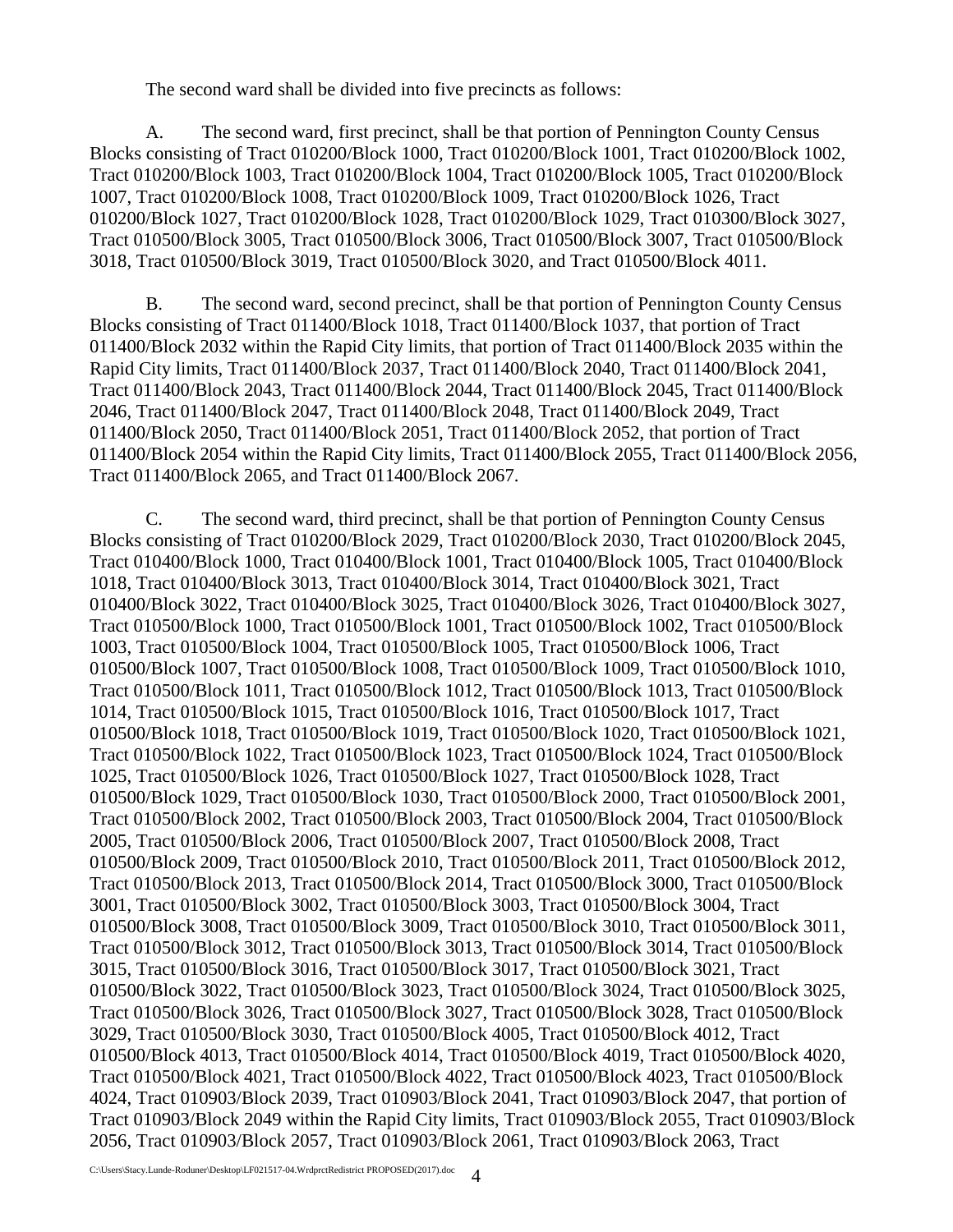The second ward shall be divided into five precincts as follows:

A. The second ward, first precinct, shall be that portion of Pennington County Census Blocks consisting of Tract 010200/Block 1000, Tract 010200/Block 1001, Tract 010200/Block 1002, Tract 010200/Block 1003, Tract 010200/Block 1004, Tract 010200/Block 1005, Tract 010200/Block 1007, Tract 010200/Block 1008, Tract 010200/Block 1009, Tract 010200/Block 1026, Tract 010200/Block 1027, Tract 010200/Block 1028, Tract 010200/Block 1029, Tract 010300/Block 3027, Tract 010500/Block 3005, Tract 010500/Block 3006, Tract 010500/Block 3007, Tract 010500/Block 3018, Tract 010500/Block 3019, Tract 010500/Block 3020, and Tract 010500/Block 4011.

B. The second ward, second precinct, shall be that portion of Pennington County Census Blocks consisting of Tract 011400/Block 1018, Tract 011400/Block 1037, that portion of Tract 011400/Block 2032 within the Rapid City limits, that portion of Tract 011400/Block 2035 within the Rapid City limits, Tract 011400/Block 2037, Tract 011400/Block 2040, Tract 011400/Block 2041, Tract 011400/Block 2043, Tract 011400/Block 2044, Tract 011400/Block 2045, Tract 011400/Block 2046, Tract 011400/Block 2047, Tract 011400/Block 2048, Tract 011400/Block 2049, Tract 011400/Block 2050, Tract 011400/Block 2051, Tract 011400/Block 2052, that portion of Tract 011400/Block 2054 within the Rapid City limits, Tract 011400/Block 2055, Tract 011400/Block 2056, Tract 011400/Block 2065, and Tract 011400/Block 2067.

C. The second ward, third precinct, shall be that portion of Pennington County Census Blocks consisting of Tract 010200/Block 2029, Tract 010200/Block 2030, Tract 010200/Block 2045, Tract 010400/Block 1000, Tract 010400/Block 1001, Tract 010400/Block 1005, Tract 010400/Block 1018, Tract 010400/Block 3013, Tract 010400/Block 3014, Tract 010400/Block 3021, Tract 010400/Block 3022, Tract 010400/Block 3025, Tract 010400/Block 3026, Tract 010400/Block 3027, Tract 010500/Block 1000, Tract 010500/Block 1001, Tract 010500/Block 1002, Tract 010500/Block 1003, Tract 010500/Block 1004, Tract 010500/Block 1005, Tract 010500/Block 1006, Tract 010500/Block 1007, Tract 010500/Block 1008, Tract 010500/Block 1009, Tract 010500/Block 1010, Tract 010500/Block 1011, Tract 010500/Block 1012, Tract 010500/Block 1013, Tract 010500/Block 1014, Tract 010500/Block 1015, Tract 010500/Block 1016, Tract 010500/Block 1017, Tract 010500/Block 1018, Tract 010500/Block 1019, Tract 010500/Block 1020, Tract 010500/Block 1021, Tract 010500/Block 1022, Tract 010500/Block 1023, Tract 010500/Block 1024, Tract 010500/Block 1025, Tract 010500/Block 1026, Tract 010500/Block 1027, Tract 010500/Block 1028, Tract 010500/Block 1029, Tract 010500/Block 1030, Tract 010500/Block 2000, Tract 010500/Block 2001, Tract 010500/Block 2002, Tract 010500/Block 2003, Tract 010500/Block 2004, Tract 010500/Block 2005, Tract 010500/Block 2006, Tract 010500/Block 2007, Tract 010500/Block 2008, Tract 010500/Block 2009, Tract 010500/Block 2010, Tract 010500/Block 2011, Tract 010500/Block 2012, Tract 010500/Block 2013, Tract 010500/Block 2014, Tract 010500/Block 3000, Tract 010500/Block 3001, Tract 010500/Block 3002, Tract 010500/Block 3003, Tract 010500/Block 3004, Tract 010500/Block 3008, Tract 010500/Block 3009, Tract 010500/Block 3010, Tract 010500/Block 3011, Tract 010500/Block 3012, Tract 010500/Block 3013, Tract 010500/Block 3014, Tract 010500/Block 3015, Tract 010500/Block 3016, Tract 010500/Block 3017, Tract 010500/Block 3021, Tract 010500/Block 3022, Tract 010500/Block 3023, Tract 010500/Block 3024, Tract 010500/Block 3025, Tract 010500/Block 3026, Tract 010500/Block 3027, Tract 010500/Block 3028, Tract 010500/Block 3029, Tract 010500/Block 3030, Tract 010500/Block 4005, Tract 010500/Block 4012, Tract 010500/Block 4013, Tract 010500/Block 4014, Tract 010500/Block 4019, Tract 010500/Block 4020, Tract 010500/Block 4021, Tract 010500/Block 4022, Tract 010500/Block 4023, Tract 010500/Block 4024, Tract 010903/Block 2039, Tract 010903/Block 2041, Tract 010903/Block 2047, that portion of Tract 010903/Block 2049 within the Rapid City limits, Tract 010903/Block 2055, Tract 010903/Block 2056, Tract 010903/Block 2057, Tract 010903/Block 2061, Tract 010903/Block 2063, Tract

C:\Users\Stacy.Lunde-Roduner\Desktop\LF021517-04.WrdprctRedistrict PROPOSED(2017).doc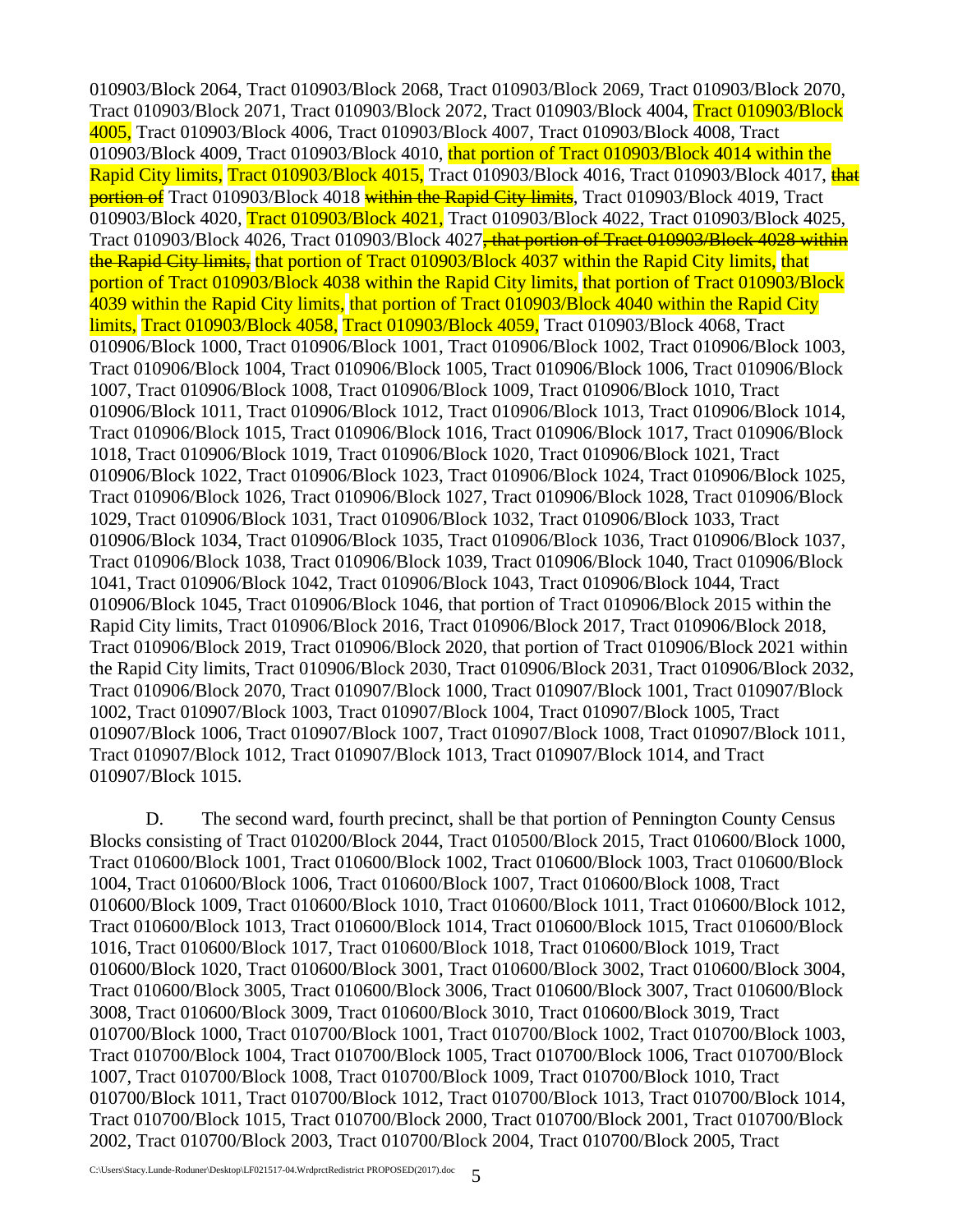010903/Block 2064, Tract 010903/Block 2068, Tract 010903/Block 2069, Tract 010903/Block 2070, Tract 010903/Block 2071, Tract 010903/Block 2072, Tract 010903/Block 4004, Tract 010903/Block 4005, Tract 010903/Block 4006, Tract 010903/Block 4007, Tract 010903/Block 4008, Tract 010903/Block 4009, Tract 010903/Block 4010, that portion of Tract 010903/Block 4014 within the Rapid City limits, Tract 010903/Block 4015, Tract 010903/Block 4016, Tract 010903/Block 4017, ~~that portion of~~ Tract 010903/Block 4018 ~~within the Rapid City limits~~, Tract 010903/Block 4019, Tract 010903/Block 4020, Tract 010903/Block 4021, Tract 010903/Block 4022, Tract 010903/Block 4025, Tract 010903/Block 4026, Tract 010903/Block 4027~~, that portion of Tract 010903/Block 4028 within the Rapid City limits,~~ that portion of Tract 010903/Block 4037 within the Rapid City limits, that portion of Tract 010903/Block 4038 within the Rapid City limits, that portion of Tract 010903/Block 4039 within the Rapid City limits, that portion of Tract 010903/Block 4040 within the Rapid City limits, Tract 010903/Block 4058, Tract 010903/Block 4059, Tract 010903/Block 4068, Tract 010906/Block 1000, Tract 010906/Block 1001, Tract 010906/Block 1002, Tract 010906/Block 1003, Tract 010906/Block 1004, Tract 010906/Block 1005, Tract 010906/Block 1006, Tract 010906/Block 1007, Tract 010906/Block 1008, Tract 010906/Block 1009, Tract 010906/Block 1010, Tract 010906/Block 1011, Tract 010906/Block 1012, Tract 010906/Block 1013, Tract 010906/Block 1014, Tract 010906/Block 1015, Tract 010906/Block 1016, Tract 010906/Block 1017, Tract 010906/Block 1018, Tract 010906/Block 1019, Tract 010906/Block 1020, Tract 010906/Block 1021, Tract 010906/Block 1022, Tract 010906/Block 1023, Tract 010906/Block 1024, Tract 010906/Block 1025, Tract 010906/Block 1026, Tract 010906/Block 1027, Tract 010906/Block 1028, Tract 010906/Block 1029, Tract 010906/Block 1031, Tract 010906/Block 1032, Tract 010906/Block 1033, Tract 010906/Block 1034, Tract 010906/Block 1035, Tract 010906/Block 1036, Tract 010906/Block 1037, Tract 010906/Block 1038, Tract 010906/Block 1039, Tract 010906/Block 1040, Tract 010906/Block 1041, Tract 010906/Block 1042, Tract 010906/Block 1043, Tract 010906/Block 1044, Tract 010906/Block 1045, Tract 010906/Block 1046, that portion of Tract 010906/Block 2015 within the Rapid City limits, Tract 010906/Block 2016, Tract 010906/Block 2017, Tract 010906/Block 2018, Tract 010906/Block 2019, Tract 010906/Block 2020, that portion of Tract 010906/Block 2021 within the Rapid City limits, Tract 010906/Block 2030, Tract 010906/Block 2031, Tract 010906/Block 2032, Tract 010906/Block 2070, Tract 010907/Block 1000, Tract 010907/Block 1001, Tract 010907/Block 1002, Tract 010907/Block 1003, Tract 010907/Block 1004, Tract 010907/Block 1005, Tract 010907/Block 1006, Tract 010907/Block 1007, Tract 010907/Block 1008, Tract 010907/Block 1011, Tract 010907/Block 1012, Tract 010907/Block 1013, Tract 010907/Block 1014, and Tract 010907/Block 1015.

D. The second ward, fourth precinct, shall be that portion of Pennington County Census Blocks consisting of Tract 010200/Block 2044, Tract 010500/Block 2015, Tract 010600/Block 1000, Tract 010600/Block 1001, Tract 010600/Block 1002, Tract 010600/Block 1003, Tract 010600/Block 1004, Tract 010600/Block 1006, Tract 010600/Block 1007, Tract 010600/Block 1008, Tract 010600/Block 1009, Tract 010600/Block 1010, Tract 010600/Block 1011, Tract 010600/Block 1012, Tract 010600/Block 1013, Tract 010600/Block 1014, Tract 010600/Block 1015, Tract 010600/Block 1016, Tract 010600/Block 1017, Tract 010600/Block 1018, Tract 010600/Block 1019, Tract 010600/Block 1020, Tract 010600/Block 3001, Tract 010600/Block 3002, Tract 010600/Block 3004, Tract 010600/Block 3005, Tract 010600/Block 3006, Tract 010600/Block 3007, Tract 010600/Block 3008, Tract 010600/Block 3009, Tract 010600/Block 3010, Tract 010600/Block 3019, Tract 010700/Block 1000, Tract 010700/Block 1001, Tract 010700/Block 1002, Tract 010700/Block 1003, Tract 010700/Block 1004, Tract 010700/Block 1005, Tract 010700/Block 1006, Tract 010700/Block 1007, Tract 010700/Block 1008, Tract 010700/Block 1009, Tract 010700/Block 1010, Tract 010700/Block 1011, Tract 010700/Block 1012, Tract 010700/Block 1013, Tract 010700/Block 1014, Tract 010700/Block 1015, Tract 010700/Block 2000, Tract 010700/Block 2001, Tract 010700/Block 2002, Tract 010700/Block 2003, Tract 010700/Block 2004, Tract 010700/Block 2005, Tract

C:\Users\Stacy.Lunde-Roduner\Desktop\LF021517-04.WrdprctRedistrict PROPOSED(2017).doc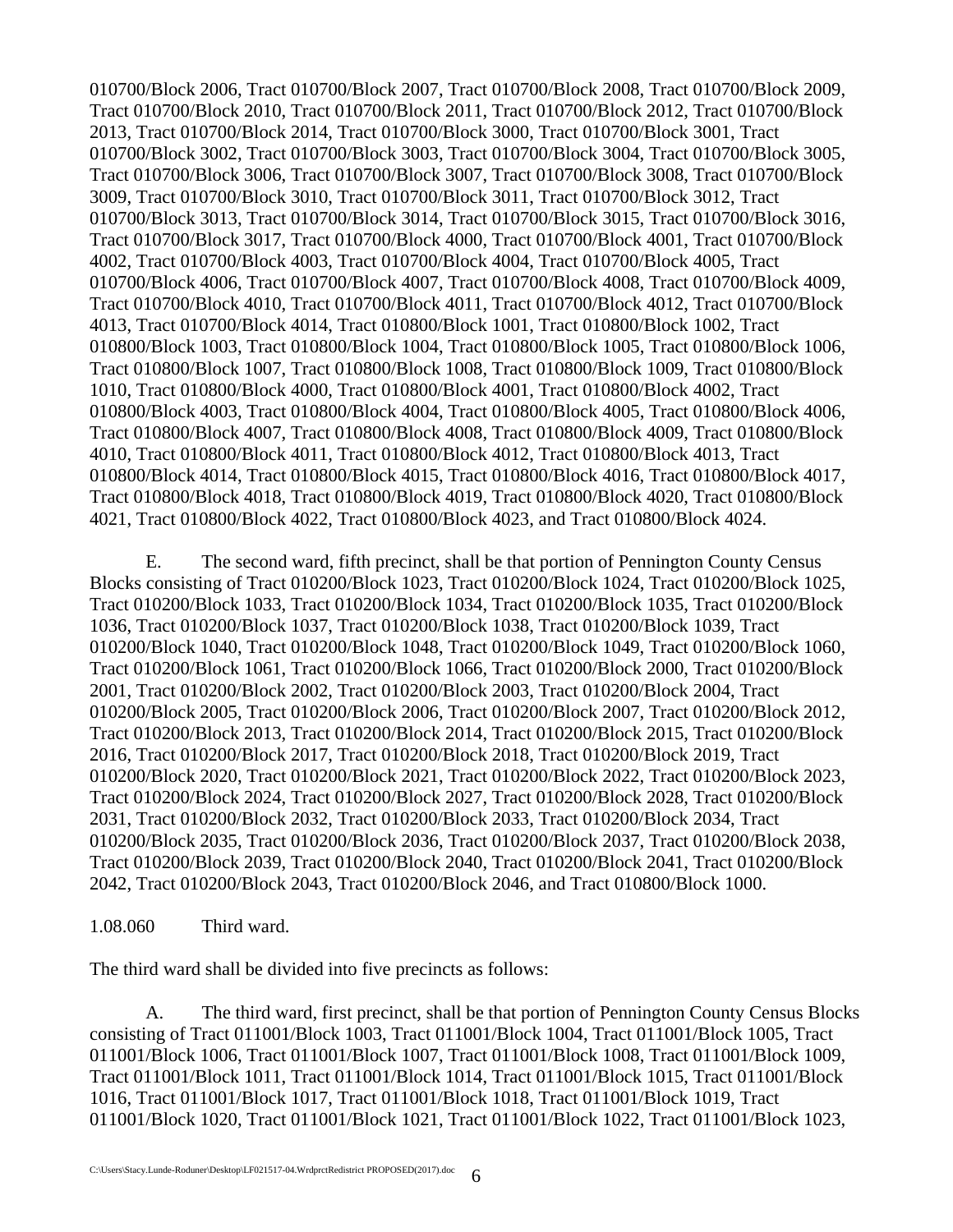010700/Block 2006, Tract 010700/Block 2007, Tract 010700/Block 2008, Tract 010700/Block 2009, Tract 010700/Block 2010, Tract 010700/Block 2011, Tract 010700/Block 2012, Tract 010700/Block 2013, Tract 010700/Block 2014, Tract 010700/Block 3000, Tract 010700/Block 3001, Tract 010700/Block 3002, Tract 010700/Block 3003, Tract 010700/Block 3004, Tract 010700/Block 3005, Tract 010700/Block 3006, Tract 010700/Block 3007, Tract 010700/Block 3008, Tract 010700/Block 3009, Tract 010700/Block 3010, Tract 010700/Block 3011, Tract 010700/Block 3012, Tract 010700/Block 3013, Tract 010700/Block 3014, Tract 010700/Block 3015, Tract 010700/Block 3016, Tract 010700/Block 3017, Tract 010700/Block 4000, Tract 010700/Block 4001, Tract 010700/Block 4002, Tract 010700/Block 4003, Tract 010700/Block 4004, Tract 010700/Block 4005, Tract 010700/Block 4006, Tract 010700/Block 4007, Tract 010700/Block 4008, Tract 010700/Block 4009, Tract 010700/Block 4010, Tract 010700/Block 4011, Tract 010700/Block 4012, Tract 010700/Block 4013, Tract 010700/Block 4014, Tract 010800/Block 1001, Tract 010800/Block 1002, Tract 010800/Block 1003, Tract 010800/Block 1004, Tract 010800/Block 1005, Tract 010800/Block 1006, Tract 010800/Block 1007, Tract 010800/Block 1008, Tract 010800/Block 1009, Tract 010800/Block 1010, Tract 010800/Block 4000, Tract 010800/Block 4001, Tract 010800/Block 4002, Tract 010800/Block 4003, Tract 010800/Block 4004, Tract 010800/Block 4005, Tract 010800/Block 4006, Tract 010800/Block 4007, Tract 010800/Block 4008, Tract 010800/Block 4009, Tract 010800/Block 4010, Tract 010800/Block 4011, Tract 010800/Block 4012, Tract 010800/Block 4013, Tract 010800/Block 4014, Tract 010800/Block 4015, Tract 010800/Block 4016, Tract 010800/Block 4017, Tract 010800/Block 4018, Tract 010800/Block 4019, Tract 010800/Block 4020, Tract 010800/Block 4021, Tract 010800/Block 4022, Tract 010800/Block 4023, and Tract 010800/Block 4024.

E. The second ward, fifth precinct, shall be that portion of Pennington County Census Blocks consisting of Tract 010200/Block 1023, Tract 010200/Block 1024, Tract 010200/Block 1025, Tract 010200/Block 1033, Tract 010200/Block 1034, Tract 010200/Block 1035, Tract 010200/Block 1036, Tract 010200/Block 1037, Tract 010200/Block 1038, Tract 010200/Block 1039, Tract 010200/Block 1040, Tract 010200/Block 1048, Tract 010200/Block 1049, Tract 010200/Block 1060, Tract 010200/Block 1061, Tract 010200/Block 1066, Tract 010200/Block 2000, Tract 010200/Block 2001, Tract 010200/Block 2002, Tract 010200/Block 2003, Tract 010200/Block 2004, Tract 010200/Block 2005, Tract 010200/Block 2006, Tract 010200/Block 2007, Tract 010200/Block 2012, Tract 010200/Block 2013, Tract 010200/Block 2014, Tract 010200/Block 2015, Tract 010200/Block 2016, Tract 010200/Block 2017, Tract 010200/Block 2018, Tract 010200/Block 2019, Tract 010200/Block 2020, Tract 010200/Block 2021, Tract 010200/Block 2022, Tract 010200/Block 2023, Tract 010200/Block 2024, Tract 010200/Block 2027, Tract 010200/Block 2028, Tract 010200/Block 2031, Tract 010200/Block 2032, Tract 010200/Block 2033, Tract 010200/Block 2034, Tract 010200/Block 2035, Tract 010200/Block 2036, Tract 010200/Block 2037, Tract 010200/Block 2038, Tract 010200/Block 2039, Tract 010200/Block 2040, Tract 010200/Block 2041, Tract 010200/Block 2042, Tract 010200/Block 2043, Tract 010200/Block 2046, and Tract 010800/Block 1000.

1.08.060 Third ward.

The third ward shall be divided into five precincts as follows:

A. The third ward, first precinct, shall be that portion of Pennington County Census Blocks consisting of Tract 011001/Block 1003, Tract 011001/Block 1004, Tract 011001/Block 1005, Tract 011001/Block 1006, Tract 011001/Block 1007, Tract 011001/Block 1008, Tract 011001/Block 1009, Tract 011001/Block 1011, Tract 011001/Block 1014, Tract 011001/Block 1015, Tract 011001/Block 1016, Tract 011001/Block 1017, Tract 011001/Block 1018, Tract 011001/Block 1019, Tract 011001/Block 1020, Tract 011001/Block 1021, Tract 011001/Block 1022, Tract 011001/Block 1023,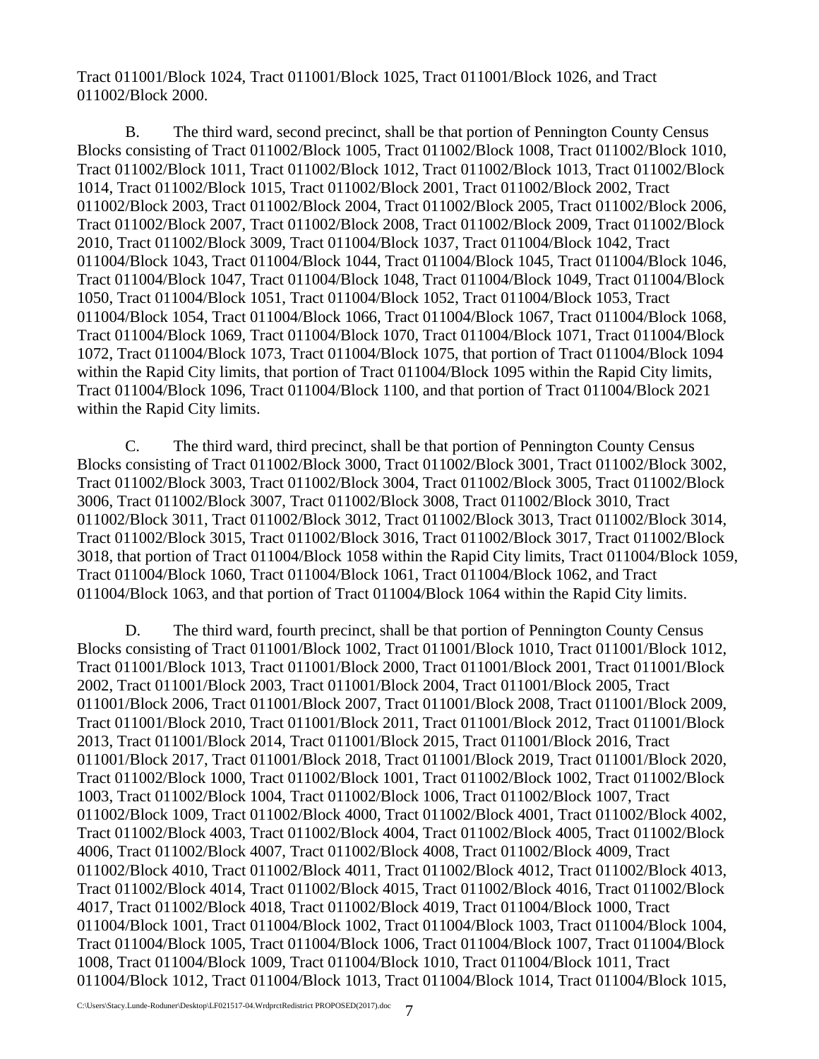Tract 011001/Block 1024, Tract 011001/Block 1025, Tract 011001/Block 1026, and Tract 011002/Block 2000.

B. The third ward, second precinct, shall be that portion of Pennington County Census Blocks consisting of Tract 011002/Block 1005, Tract 011002/Block 1008, Tract 011002/Block 1010, Tract 011002/Block 1011, Tract 011002/Block 1012, Tract 011002/Block 1013, Tract 011002/Block 1014, Tract 011002/Block 1015, Tract 011002/Block 2001, Tract 011002/Block 2002, Tract 011002/Block 2003, Tract 011002/Block 2004, Tract 011002/Block 2005, Tract 011002/Block 2006, Tract 011002/Block 2007, Tract 011002/Block 2008, Tract 011002/Block 2009, Tract 011002/Block 2010, Tract 011002/Block 3009, Tract 011004/Block 1037, Tract 011004/Block 1042, Tract 011004/Block 1043, Tract 011004/Block 1044, Tract 011004/Block 1045, Tract 011004/Block 1046, Tract 011004/Block 1047, Tract 011004/Block 1048, Tract 011004/Block 1049, Tract 011004/Block 1050, Tract 011004/Block 1051, Tract 011004/Block 1052, Tract 011004/Block 1053, Tract 011004/Block 1054, Tract 011004/Block 1066, Tract 011004/Block 1067, Tract 011004/Block 1068, Tract 011004/Block 1069, Tract 011004/Block 1070, Tract 011004/Block 1071, Tract 011004/Block 1072, Tract 011004/Block 1073, Tract 011004/Block 1075, that portion of Tract 011004/Block 1094 within the Rapid City limits, that portion of Tract 011004/Block 1095 within the Rapid City limits, Tract 011004/Block 1096, Tract 011004/Block 1100, and that portion of Tract 011004/Block 2021 within the Rapid City limits.

C. The third ward, third precinct, shall be that portion of Pennington County Census Blocks consisting of Tract 011002/Block 3000, Tract 011002/Block 3001, Tract 011002/Block 3002, Tract 011002/Block 3003, Tract 011002/Block 3004, Tract 011002/Block 3005, Tract 011002/Block 3006, Tract 011002/Block 3007, Tract 011002/Block 3008, Tract 011002/Block 3010, Tract 011002/Block 3011, Tract 011002/Block 3012, Tract 011002/Block 3013, Tract 011002/Block 3014, Tract 011002/Block 3015, Tract 011002/Block 3016, Tract 011002/Block 3017, Tract 011002/Block 3018, that portion of Tract 011004/Block 1058 within the Rapid City limits, Tract 011004/Block 1059, Tract 011004/Block 1060, Tract 011004/Block 1061, Tract 011004/Block 1062, and Tract 011004/Block 1063, and that portion of Tract 011004/Block 1064 within the Rapid City limits.

D. The third ward, fourth precinct, shall be that portion of Pennington County Census Blocks consisting of Tract 011001/Block 1002, Tract 011001/Block 1010, Tract 011001/Block 1012, Tract 011001/Block 1013, Tract 011001/Block 2000, Tract 011001/Block 2001, Tract 011001/Block 2002, Tract 011001/Block 2003, Tract 011001/Block 2004, Tract 011001/Block 2005, Tract 011001/Block 2006, Tract 011001/Block 2007, Tract 011001/Block 2008, Tract 011001/Block 2009, Tract 011001/Block 2010, Tract 011001/Block 2011, Tract 011001/Block 2012, Tract 011001/Block 2013, Tract 011001/Block 2014, Tract 011001/Block 2015, Tract 011001/Block 2016, Tract 011001/Block 2017, Tract 011001/Block 2018, Tract 011001/Block 2019, Tract 011001/Block 2020, Tract 011002/Block 1000, Tract 011002/Block 1001, Tract 011002/Block 1002, Tract 011002/Block 1003, Tract 011002/Block 1004, Tract 011002/Block 1006, Tract 011002/Block 1007, Tract 011002/Block 1009, Tract 011002/Block 4000, Tract 011002/Block 4001, Tract 011002/Block 4002, Tract 011002/Block 4003, Tract 011002/Block 4004, Tract 011002/Block 4005, Tract 011002/Block 4006, Tract 011002/Block 4007, Tract 011002/Block 4008, Tract 011002/Block 4009, Tract 011002/Block 4010, Tract 011002/Block 4011, Tract 011002/Block 4012, Tract 011002/Block 4013, Tract 011002/Block 4014, Tract 011002/Block 4015, Tract 011002/Block 4016, Tract 011002/Block 4017, Tract 011002/Block 4018, Tract 011002/Block 4019, Tract 011004/Block 1000, Tract 011004/Block 1001, Tract 011004/Block 1002, Tract 011004/Block 1003, Tract 011004/Block 1004, Tract 011004/Block 1005, Tract 011004/Block 1006, Tract 011004/Block 1007, Tract 011004/Block 1008, Tract 011004/Block 1009, Tract 011004/Block 1010, Tract 011004/Block 1011, Tract 011004/Block 1012, Tract 011004/Block 1013, Tract 011004/Block 1014, Tract 011004/Block 1015,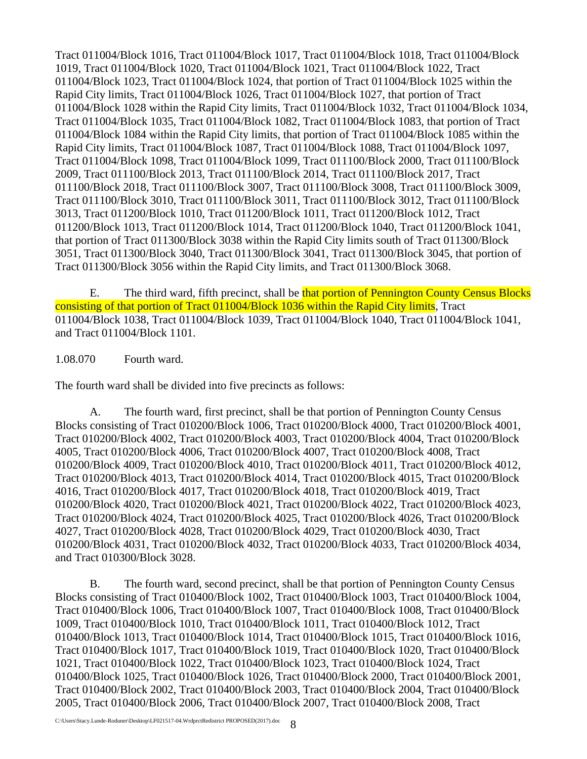Tract 011004/Block 1016, Tract 011004/Block 1017, Tract 011004/Block 1018, Tract 011004/Block 1019, Tract 011004/Block 1020, Tract 011004/Block 1021, Tract 011004/Block 1022, Tract 011004/Block 1023, Tract 011004/Block 1024, that portion of Tract 011004/Block 1025 within the Rapid City limits, Tract 011004/Block 1026, Tract 011004/Block 1027, that portion of Tract 011004/Block 1028 within the Rapid City limits, Tract 011004/Block 1032, Tract 011004/Block 1034, Tract 011004/Block 1035, Tract 011004/Block 1082, Tract 011004/Block 1083, that portion of Tract 011004/Block 1084 within the Rapid City limits, that portion of Tract 011004/Block 1085 within the Rapid City limits, Tract 011004/Block 1087, Tract 011004/Block 1088, Tract 011004/Block 1097, Tract 011004/Block 1098, Tract 011004/Block 1099, Tract 011100/Block 2000, Tract 011100/Block 2009, Tract 011100/Block 2013, Tract 011100/Block 2014, Tract 011100/Block 2017, Tract 011100/Block 2018, Tract 011100/Block 3007, Tract 011100/Block 3008, Tract 011100/Block 3009, Tract 011100/Block 3010, Tract 011100/Block 3011, Tract 011100/Block 3012, Tract 011100/Block 3013, Tract 011200/Block 1010, Tract 011200/Block 1011, Tract 011200/Block 1012, Tract 011200/Block 1013, Tract 011200/Block 1014, Tract 011200/Block 1040, Tract 011200/Block 1041, that portion of Tract 011300/Block 3038 within the Rapid City limits south of Tract 011300/Block 3051, Tract 011300/Block 3040, Tract 011300/Block 3041, Tract 011300/Block 3045, that portion of Tract 011300/Block 3056 within the Rapid City limits, and Tract 011300/Block 3068.

E. The third ward, fifth precinct, shall be that portion of Pennington County Census Blocks consisting of that portion of Tract 011004/Block 1036 within the Rapid City limits, Tract 011004/Block 1038, Tract 011004/Block 1039, Tract 011004/Block 1040, Tract 011004/Block 1041, and Tract 011004/Block 1101.

1.08.070 Fourth ward.

The fourth ward shall be divided into five precincts as follows:

A. The fourth ward, first precinct, shall be that portion of Pennington County Census Blocks consisting of Tract 010200/Block 1006, Tract 010200/Block 4000, Tract 010200/Block 4001, Tract 010200/Block 4002, Tract 010200/Block 4003, Tract 010200/Block 4004, Tract 010200/Block 4005, Tract 010200/Block 4006, Tract 010200/Block 4007, Tract 010200/Block 4008, Tract 010200/Block 4009, Tract 010200/Block 4010, Tract 010200/Block 4011, Tract 010200/Block 4012, Tract 010200/Block 4013, Tract 010200/Block 4014, Tract 010200/Block 4015, Tract 010200/Block 4016, Tract 010200/Block 4017, Tract 010200/Block 4018, Tract 010200/Block 4019, Tract 010200/Block 4020, Tract 010200/Block 4021, Tract 010200/Block 4022, Tract 010200/Block 4023, Tract 010200/Block 4024, Tract 010200/Block 4025, Tract 010200/Block 4026, Tract 010200/Block 4027, Tract 010200/Block 4028, Tract 010200/Block 4029, Tract 010200/Block 4030, Tract 010200/Block 4031, Tract 010200/Block 4032, Tract 010200/Block 4033, Tract 010200/Block 4034, and Tract 010300/Block 3028.

B. The fourth ward, second precinct, shall be that portion of Pennington County Census Blocks consisting of Tract 010400/Block 1002, Tract 010400/Block 1003, Tract 010400/Block 1004, Tract 010400/Block 1006, Tract 010400/Block 1007, Tract 010400/Block 1008, Tract 010400/Block 1009, Tract 010400/Block 1010, Tract 010400/Block 1011, Tract 010400/Block 1012, Tract 010400/Block 1013, Tract 010400/Block 1014, Tract 010400/Block 1015, Tract 010400/Block 1016, Tract 010400/Block 1017, Tract 010400/Block 1019, Tract 010400/Block 1020, Tract 010400/Block 1021, Tract 010400/Block 1022, Tract 010400/Block 1023, Tract 010400/Block 1024, Tract 010400/Block 1025, Tract 010400/Block 1026, Tract 010400/Block 2000, Tract 010400/Block 2001, Tract 010400/Block 2002, Tract 010400/Block 2003, Tract 010400/Block 2004, Tract 010400/Block 2005, Tract 010400/Block 2006, Tract 010400/Block 2007, Tract 010400/Block 2008, Tract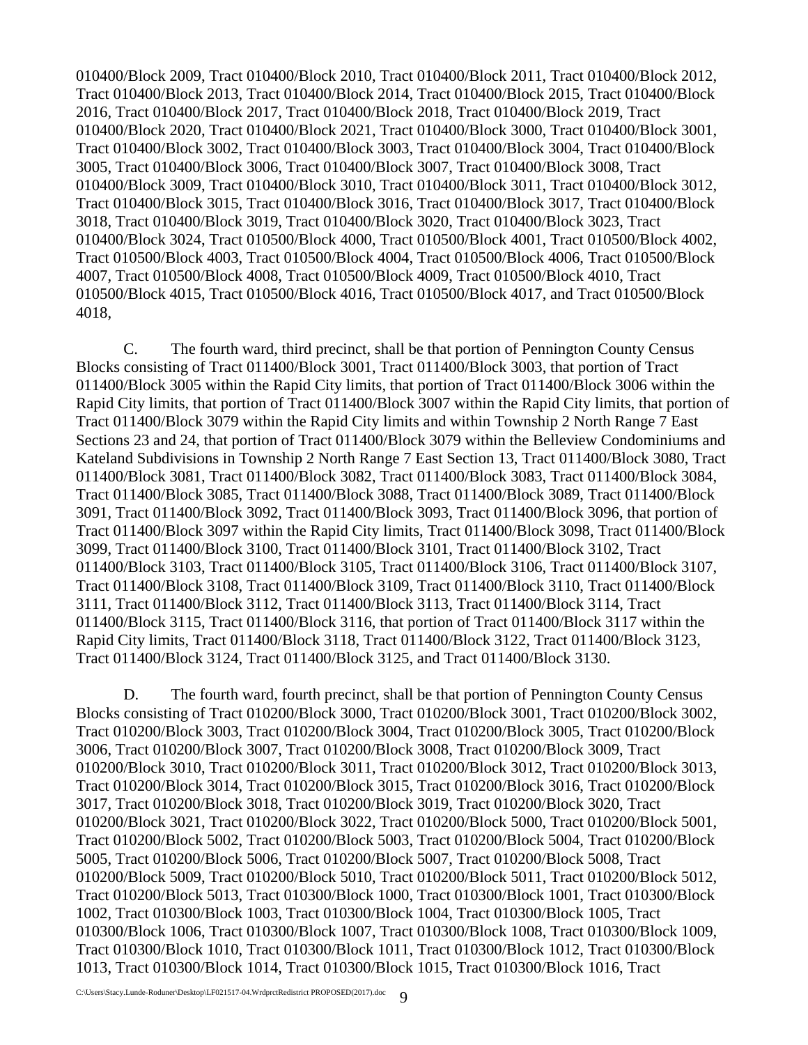010400/Block 2009, Tract 010400/Block 2010, Tract 010400/Block 2011, Tract 010400/Block 2012, Tract 010400/Block 2013, Tract 010400/Block 2014, Tract 010400/Block 2015, Tract 010400/Block 2016, Tract 010400/Block 2017, Tract 010400/Block 2018, Tract 010400/Block 2019, Tract 010400/Block 2020, Tract 010400/Block 2021, Tract 010400/Block 3000, Tract 010400/Block 3001, Tract 010400/Block 3002, Tract 010400/Block 3003, Tract 010400/Block 3004, Tract 010400/Block 3005, Tract 010400/Block 3006, Tract 010400/Block 3007, Tract 010400/Block 3008, Tract 010400/Block 3009, Tract 010400/Block 3010, Tract 010400/Block 3011, Tract 010400/Block 3012, Tract 010400/Block 3015, Tract 010400/Block 3016, Tract 010400/Block 3017, Tract 010400/Block 3018, Tract 010400/Block 3019, Tract 010400/Block 3020, Tract 010400/Block 3023, Tract 010400/Block 3024, Tract 010500/Block 4000, Tract 010500/Block 4001, Tract 010500/Block 4002, Tract 010500/Block 4003, Tract 010500/Block 4004, Tract 010500/Block 4006, Tract 010500/Block 4007, Tract 010500/Block 4008, Tract 010500/Block 4009, Tract 010500/Block 4010, Tract 010500/Block 4015, Tract 010500/Block 4016, Tract 010500/Block 4017, and Tract 010500/Block 4018,

C. The fourth ward, third precinct, shall be that portion of Pennington County Census Blocks consisting of Tract 011400/Block 3001, Tract 011400/Block 3003, that portion of Tract 011400/Block 3005 within the Rapid City limits, that portion of Tract 011400/Block 3006 within the Rapid City limits, that portion of Tract 011400/Block 3007 within the Rapid City limits, that portion of Tract 011400/Block 3079 within the Rapid City limits and within Township 2 North Range 7 East Sections 23 and 24, that portion of Tract 011400/Block 3079 within the Belleview Condominiums and Kateland Subdivisions in Township 2 North Range 7 East Section 13, Tract 011400/Block 3080, Tract 011400/Block 3081, Tract 011400/Block 3082, Tract 011400/Block 3083, Tract 011400/Block 3084, Tract 011400/Block 3085, Tract 011400/Block 3088, Tract 011400/Block 3089, Tract 011400/Block 3091, Tract 011400/Block 3092, Tract 011400/Block 3093, Tract 011400/Block 3096, that portion of Tract 011400/Block 3097 within the Rapid City limits, Tract 011400/Block 3098, Tract 011400/Block 3099, Tract 011400/Block 3100, Tract 011400/Block 3101, Tract 011400/Block 3102, Tract 011400/Block 3103, Tract 011400/Block 3105, Tract 011400/Block 3106, Tract 011400/Block 3107, Tract 011400/Block 3108, Tract 011400/Block 3109, Tract 011400/Block 3110, Tract 011400/Block 3111, Tract 011400/Block 3112, Tract 011400/Block 3113, Tract 011400/Block 3114, Tract 011400/Block 3115, Tract 011400/Block 3116, that portion of Tract 011400/Block 3117 within the Rapid City limits, Tract 011400/Block 3118, Tract 011400/Block 3122, Tract 011400/Block 3123, Tract 011400/Block 3124, Tract 011400/Block 3125, and Tract 011400/Block 3130.

D. The fourth ward, fourth precinct, shall be that portion of Pennington County Census Blocks consisting of Tract 010200/Block 3000, Tract 010200/Block 3001, Tract 010200/Block 3002, Tract 010200/Block 3003, Tract 010200/Block 3004, Tract 010200/Block 3005, Tract 010200/Block 3006, Tract 010200/Block 3007, Tract 010200/Block 3008, Tract 010200/Block 3009, Tract 010200/Block 3010, Tract 010200/Block 3011, Tract 010200/Block 3012, Tract 010200/Block 3013, Tract 010200/Block 3014, Tract 010200/Block 3015, Tract 010200/Block 3016, Tract 010200/Block 3017, Tract 010200/Block 3018, Tract 010200/Block 3019, Tract 010200/Block 3020, Tract 010200/Block 3021, Tract 010200/Block 3022, Tract 010200/Block 5000, Tract 010200/Block 5001, Tract 010200/Block 5002, Tract 010200/Block 5003, Tract 010200/Block 5004, Tract 010200/Block 5005, Tract 010200/Block 5006, Tract 010200/Block 5007, Tract 010200/Block 5008, Tract 010200/Block 5009, Tract 010200/Block 5010, Tract 010200/Block 5011, Tract 010200/Block 5012, Tract 010200/Block 5013, Tract 010300/Block 1000, Tract 010300/Block 1001, Tract 010300/Block 1002, Tract 010300/Block 1003, Tract 010300/Block 1004, Tract 010300/Block 1005, Tract 010300/Block 1006, Tract 010300/Block 1007, Tract 010300/Block 1008, Tract 010300/Block 1009, Tract 010300/Block 1010, Tract 010300/Block 1011, Tract 010300/Block 1012, Tract 010300/Block 1013, Tract 010300/Block 1014, Tract 010300/Block 1015, Tract 010300/Block 1016, Tract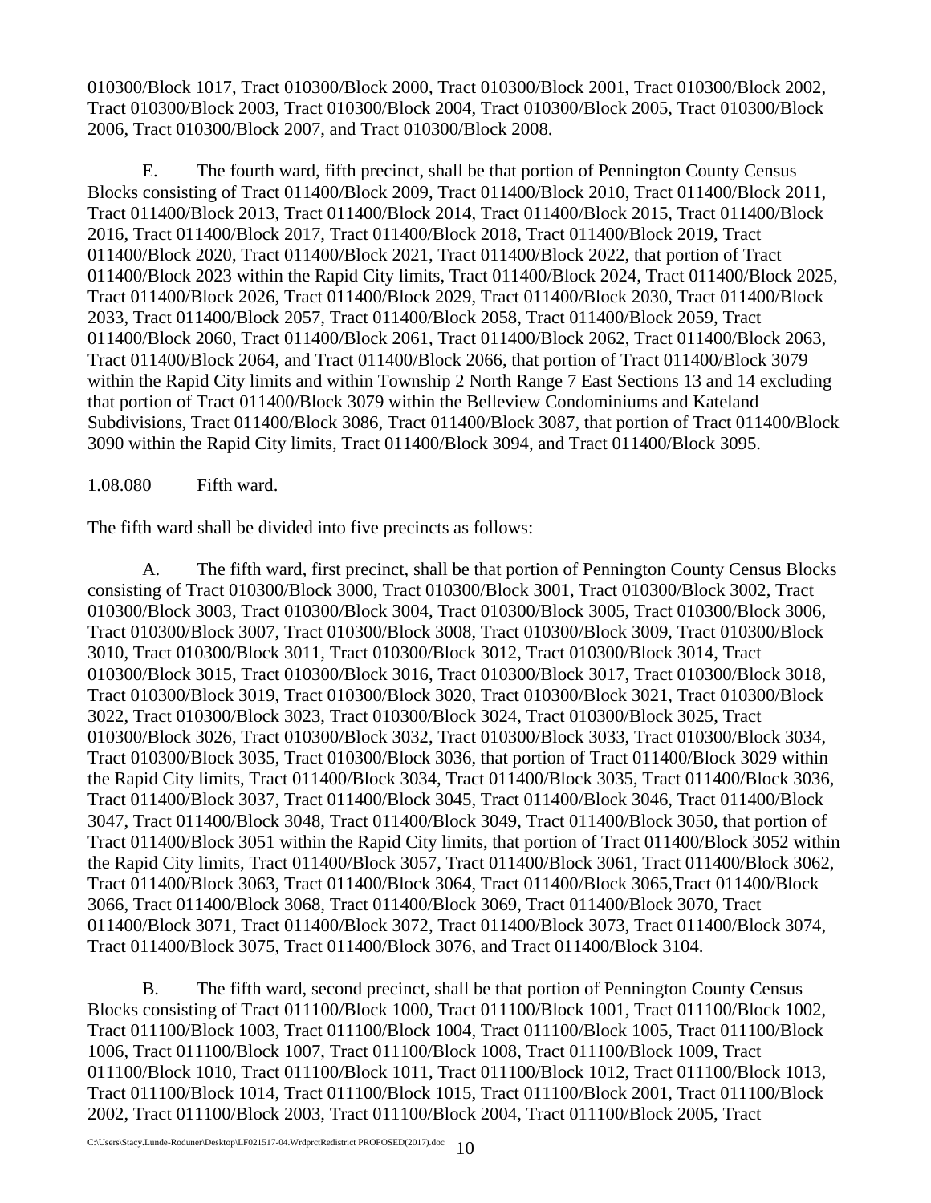010300/Block 1017, Tract 010300/Block 2000, Tract 010300/Block 2001, Tract 010300/Block 2002, Tract 010300/Block 2003, Tract 010300/Block 2004, Tract 010300/Block 2005, Tract 010300/Block 2006, Tract 010300/Block 2007, and Tract 010300/Block 2008.

E. The fourth ward, fifth precinct, shall be that portion of Pennington County Census Blocks consisting of Tract 011400/Block 2009, Tract 011400/Block 2010, Tract 011400/Block 2011, Tract 011400/Block 2013, Tract 011400/Block 2014, Tract 011400/Block 2015, Tract 011400/Block 2016, Tract 011400/Block 2017, Tract 011400/Block 2018, Tract 011400/Block 2019, Tract 011400/Block 2020, Tract 011400/Block 2021, Tract 011400/Block 2022, that portion of Tract 011400/Block 2023 within the Rapid City limits, Tract 011400/Block 2024, Tract 011400/Block 2025, Tract 011400/Block 2026, Tract 011400/Block 2029, Tract 011400/Block 2030, Tract 011400/Block 2033, Tract 011400/Block 2057, Tract 011400/Block 2058, Tract 011400/Block 2059, Tract 011400/Block 2060, Tract 011400/Block 2061, Tract 011400/Block 2062, Tract 011400/Block 2063, Tract 011400/Block 2064, and Tract 011400/Block 2066, that portion of Tract 011400/Block 3079 within the Rapid City limits and within Township 2 North Range 7 East Sections 13 and 14 excluding that portion of Tract 011400/Block 3079 within the Belleview Condominiums and Kateland Subdivisions, Tract 011400/Block 3086, Tract 011400/Block 3087, that portion of Tract 011400/Block 3090 within the Rapid City limits, Tract 011400/Block 3094, and Tract 011400/Block 3095.

1.08.080 Fifth ward.

The fifth ward shall be divided into five precincts as follows:

A. The fifth ward, first precinct, shall be that portion of Pennington County Census Blocks consisting of Tract 010300/Block 3000, Tract 010300/Block 3001, Tract 010300/Block 3002, Tract 010300/Block 3003, Tract 010300/Block 3004, Tract 010300/Block 3005, Tract 010300/Block 3006, Tract 010300/Block 3007, Tract 010300/Block 3008, Tract 010300/Block 3009, Tract 010300/Block 3010, Tract 010300/Block 3011, Tract 010300/Block 3012, Tract 010300/Block 3014, Tract 010300/Block 3015, Tract 010300/Block 3016, Tract 010300/Block 3017, Tract 010300/Block 3018, Tract 010300/Block 3019, Tract 010300/Block 3020, Tract 010300/Block 3021, Tract 010300/Block 3022, Tract 010300/Block 3023, Tract 010300/Block 3024, Tract 010300/Block 3025, Tract 010300/Block 3026, Tract 010300/Block 3032, Tract 010300/Block 3033, Tract 010300/Block 3034, Tract 010300/Block 3035, Tract 010300/Block 3036, that portion of Tract 011400/Block 3029 within the Rapid City limits, Tract 011400/Block 3034, Tract 011400/Block 3035, Tract 011400/Block 3036, Tract 011400/Block 3037, Tract 011400/Block 3045, Tract 011400/Block 3046, Tract 011400/Block 3047, Tract 011400/Block 3048, Tract 011400/Block 3049, Tract 011400/Block 3050, that portion of Tract 011400/Block 3051 within the Rapid City limits, that portion of Tract 011400/Block 3052 within the Rapid City limits, Tract 011400/Block 3057, Tract 011400/Block 3061, Tract 011400/Block 3062, Tract 011400/Block 3063, Tract 011400/Block 3064, Tract 011400/Block 3065,Tract 011400/Block 3066, Tract 011400/Block 3068, Tract 011400/Block 3069, Tract 011400/Block 3070, Tract 011400/Block 3071, Tract 011400/Block 3072, Tract 011400/Block 3073, Tract 011400/Block 3074, Tract 011400/Block 3075, Tract 011400/Block 3076, and Tract 011400/Block 3104.

B. The fifth ward, second precinct, shall be that portion of Pennington County Census Blocks consisting of Tract 011100/Block 1000, Tract 011100/Block 1001, Tract 011100/Block 1002, Tract 011100/Block 1003, Tract 011100/Block 1004, Tract 011100/Block 1005, Tract 011100/Block 1006, Tract 011100/Block 1007, Tract 011100/Block 1008, Tract 011100/Block 1009, Tract 011100/Block 1010, Tract 011100/Block 1011, Tract 011100/Block 1012, Tract 011100/Block 1013, Tract 011100/Block 1014, Tract 011100/Block 1015, Tract 011100/Block 2001, Tract 011100/Block 2002, Tract 011100/Block 2003, Tract 011100/Block 2004, Tract 011100/Block 2005, Tract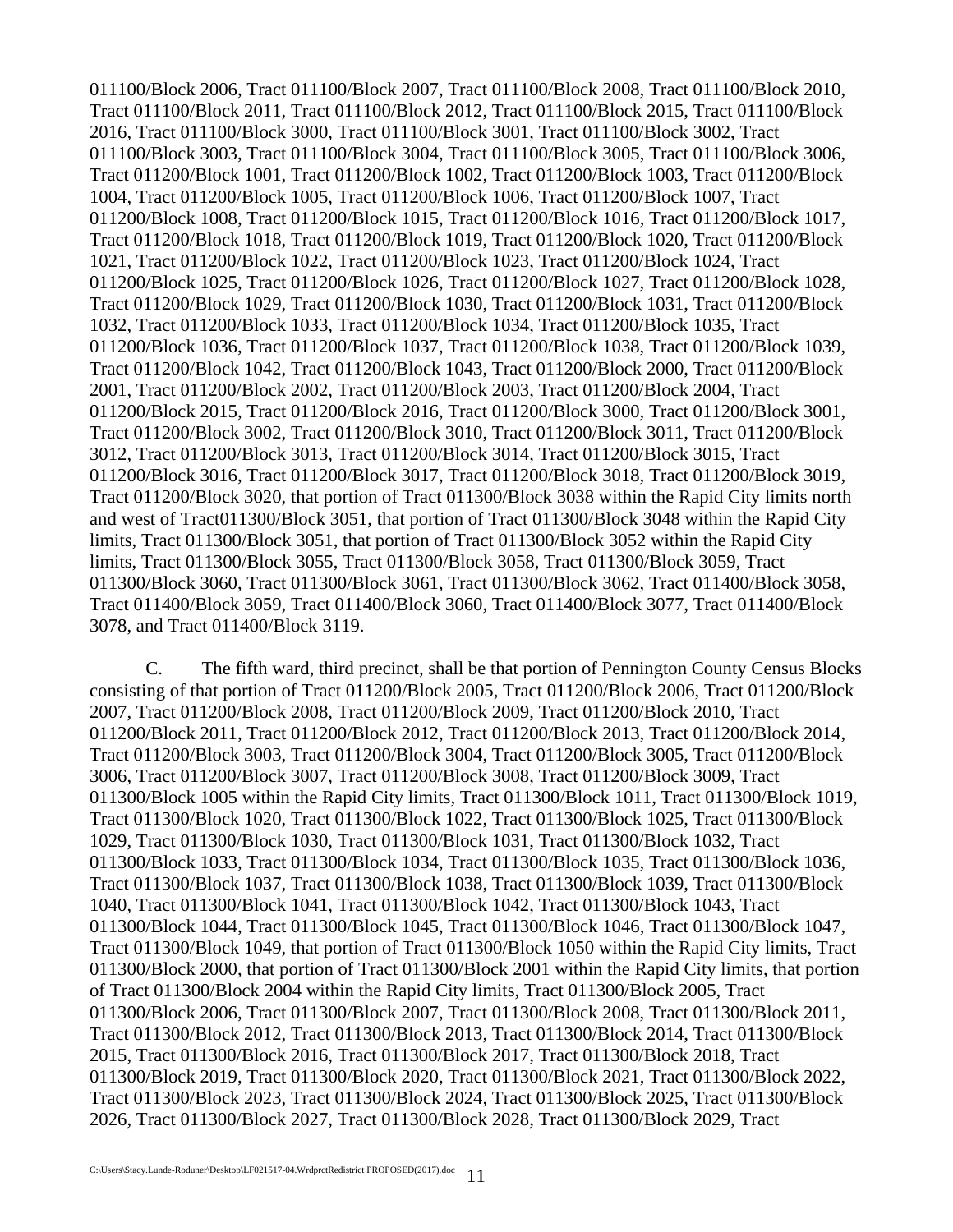011100/Block 2006, Tract 011100/Block 2007, Tract 011100/Block 2008, Tract 011100/Block 2010, Tract 011100/Block 2011, Tract 011100/Block 2012, Tract 011100/Block 2015, Tract 011100/Block 2016, Tract 011100/Block 3000, Tract 011100/Block 3001, Tract 011100/Block 3002, Tract 011100/Block 3003, Tract 011100/Block 3004, Tract 011100/Block 3005, Tract 011100/Block 3006, Tract 011200/Block 1001, Tract 011200/Block 1002, Tract 011200/Block 1003, Tract 011200/Block 1004, Tract 011200/Block 1005, Tract 011200/Block 1006, Tract 011200/Block 1007, Tract 011200/Block 1008, Tract 011200/Block 1015, Tract 011200/Block 1016, Tract 011200/Block 1017, Tract 011200/Block 1018, Tract 011200/Block 1019, Tract 011200/Block 1020, Tract 011200/Block 1021, Tract 011200/Block 1022, Tract 011200/Block 1023, Tract 011200/Block 1024, Tract 011200/Block 1025, Tract 011200/Block 1026, Tract 011200/Block 1027, Tract 011200/Block 1028, Tract 011200/Block 1029, Tract 011200/Block 1030, Tract 011200/Block 1031, Tract 011200/Block 1032, Tract 011200/Block 1033, Tract 011200/Block 1034, Tract 011200/Block 1035, Tract 011200/Block 1036, Tract 011200/Block 1037, Tract 011200/Block 1038, Tract 011200/Block 1039, Tract 011200/Block 1042, Tract 011200/Block 1043, Tract 011200/Block 2000, Tract 011200/Block 2001, Tract 011200/Block 2002, Tract 011200/Block 2003, Tract 011200/Block 2004, Tract 011200/Block 2015, Tract 011200/Block 2016, Tract 011200/Block 3000, Tract 011200/Block 3001, Tract 011200/Block 3002, Tract 011200/Block 3010, Tract 011200/Block 3011, Tract 011200/Block 3012, Tract 011200/Block 3013, Tract 011200/Block 3014, Tract 011200/Block 3015, Tract 011200/Block 3016, Tract 011200/Block 3017, Tract 011200/Block 3018, Tract 011200/Block 3019, Tract 011200/Block 3020, that portion of Tract 011300/Block 3038 within the Rapid City limits north and west of Tract011300/Block 3051, that portion of Tract 011300/Block 3048 within the Rapid City limits, Tract 011300/Block 3051, that portion of Tract 011300/Block 3052 within the Rapid City limits, Tract 011300/Block 3055, Tract 011300/Block 3058, Tract 011300/Block 3059, Tract 011300/Block 3060, Tract 011300/Block 3061, Tract 011300/Block 3062, Tract 011400/Block 3058, Tract 011400/Block 3059, Tract 011400/Block 3060, Tract 011400/Block 3077, Tract 011400/Block 3078, and Tract 011400/Block 3119.

C. The fifth ward, third precinct, shall be that portion of Pennington County Census Blocks consisting of that portion of Tract 011200/Block 2005, Tract 011200/Block 2006, Tract 011200/Block 2007, Tract 011200/Block 2008, Tract 011200/Block 2009, Tract 011200/Block 2010, Tract 011200/Block 2011, Tract 011200/Block 2012, Tract 011200/Block 2013, Tract 011200/Block 2014, Tract 011200/Block 3003, Tract 011200/Block 3004, Tract 011200/Block 3005, Tract 011200/Block 3006, Tract 011200/Block 3007, Tract 011200/Block 3008, Tract 011200/Block 3009, Tract 011300/Block 1005 within the Rapid City limits, Tract 011300/Block 1011, Tract 011300/Block 1019, Tract 011300/Block 1020, Tract 011300/Block 1022, Tract 011300/Block 1025, Tract 011300/Block 1029, Tract 011300/Block 1030, Tract 011300/Block 1031, Tract 011300/Block 1032, Tract 011300/Block 1033, Tract 011300/Block 1034, Tract 011300/Block 1035, Tract 011300/Block 1036, Tract 011300/Block 1037, Tract 011300/Block 1038, Tract 011300/Block 1039, Tract 011300/Block 1040, Tract 011300/Block 1041, Tract 011300/Block 1042, Tract 011300/Block 1043, Tract 011300/Block 1044, Tract 011300/Block 1045, Tract 011300/Block 1046, Tract 011300/Block 1047, Tract 011300/Block 1049, that portion of Tract 011300/Block 1050 within the Rapid City limits, Tract 011300/Block 2000, that portion of Tract 011300/Block 2001 within the Rapid City limits, that portion of Tract 011300/Block 2004 within the Rapid City limits, Tract 011300/Block 2005, Tract 011300/Block 2006, Tract 011300/Block 2007, Tract 011300/Block 2008, Tract 011300/Block 2011, Tract 011300/Block 2012, Tract 011300/Block 2013, Tract 011300/Block 2014, Tract 011300/Block 2015, Tract 011300/Block 2016, Tract 011300/Block 2017, Tract 011300/Block 2018, Tract 011300/Block 2019, Tract 011300/Block 2020, Tract 011300/Block 2021, Tract 011300/Block 2022, Tract 011300/Block 2023, Tract 011300/Block 2024, Tract 011300/Block 2025, Tract 011300/Block 2026, Tract 011300/Block 2027, Tract 011300/Block 2028, Tract 011300/Block 2029, Tract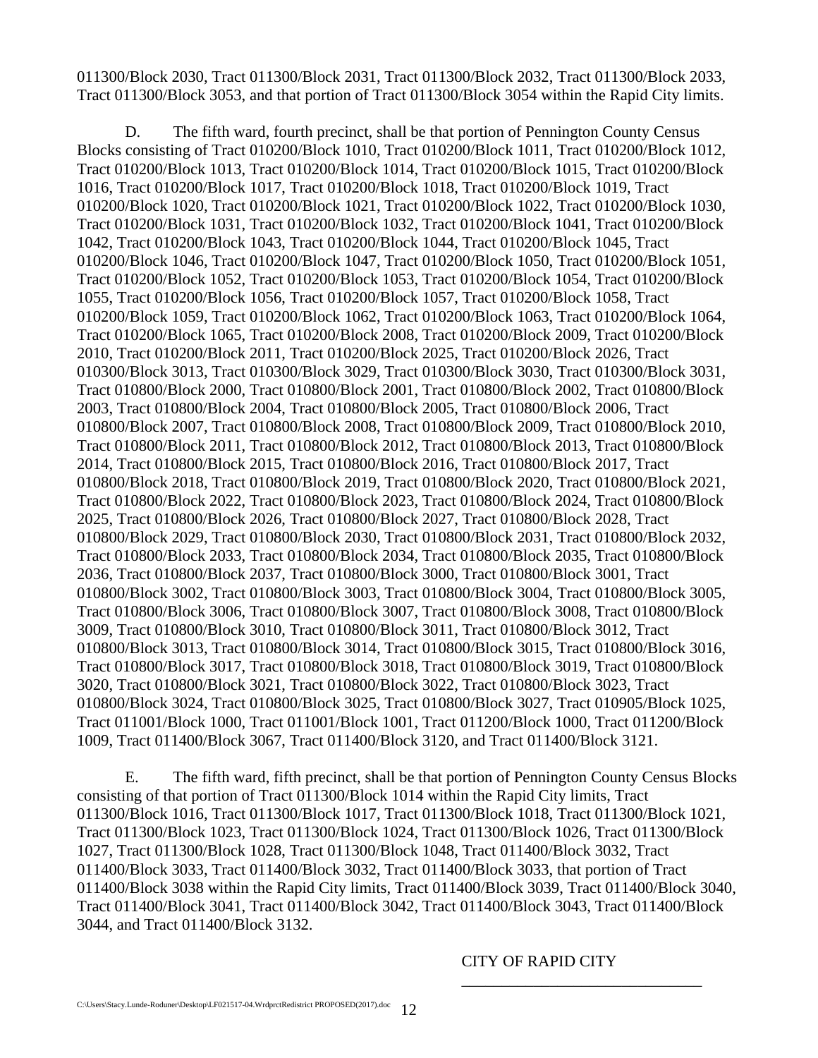011300/Block 2030, Tract 011300/Block 2031, Tract 011300/Block 2032, Tract 011300/Block 2033, Tract 011300/Block 3053, and that portion of Tract 011300/Block 3054 within the Rapid City limits.

D. The fifth ward, fourth precinct, shall be that portion of Pennington County Census Blocks consisting of Tract 010200/Block 1010, Tract 010200/Block 1011, Tract 010200/Block 1012, Tract 010200/Block 1013, Tract 010200/Block 1014, Tract 010200/Block 1015, Tract 010200/Block 1016, Tract 010200/Block 1017, Tract 010200/Block 1018, Tract 010200/Block 1019, Tract 010200/Block 1020, Tract 010200/Block 1021, Tract 010200/Block 1022, Tract 010200/Block 1030, Tract 010200/Block 1031, Tract 010200/Block 1032, Tract 010200/Block 1041, Tract 010200/Block 1042, Tract 010200/Block 1043, Tract 010200/Block 1044, Tract 010200/Block 1045, Tract 010200/Block 1046, Tract 010200/Block 1047, Tract 010200/Block 1050, Tract 010200/Block 1051, Tract 010200/Block 1052, Tract 010200/Block 1053, Tract 010200/Block 1054, Tract 010200/Block 1055, Tract 010200/Block 1056, Tract 010200/Block 1057, Tract 010200/Block 1058, Tract 010200/Block 1059, Tract 010200/Block 1062, Tract 010200/Block 1063, Tract 010200/Block 1064, Tract 010200/Block 1065, Tract 010200/Block 2008, Tract 010200/Block 2009, Tract 010200/Block 2010, Tract 010200/Block 2011, Tract 010200/Block 2025, Tract 010200/Block 2026, Tract 010300/Block 3013, Tract 010300/Block 3029, Tract 010300/Block 3030, Tract 010300/Block 3031, Tract 010800/Block 2000, Tract 010800/Block 2001, Tract 010800/Block 2002, Tract 010800/Block 2003, Tract 010800/Block 2004, Tract 010800/Block 2005, Tract 010800/Block 2006, Tract 010800/Block 2007, Tract 010800/Block 2008, Tract 010800/Block 2009, Tract 010800/Block 2010, Tract 010800/Block 2011, Tract 010800/Block 2012, Tract 010800/Block 2013, Tract 010800/Block 2014, Tract 010800/Block 2015, Tract 010800/Block 2016, Tract 010800/Block 2017, Tract 010800/Block 2018, Tract 010800/Block 2019, Tract 010800/Block 2020, Tract 010800/Block 2021, Tract 010800/Block 2022, Tract 010800/Block 2023, Tract 010800/Block 2024, Tract 010800/Block 2025, Tract 010800/Block 2026, Tract 010800/Block 2027, Tract 010800/Block 2028, Tract 010800/Block 2029, Tract 010800/Block 2030, Tract 010800/Block 2031, Tract 010800/Block 2032, Tract 010800/Block 2033, Tract 010800/Block 2034, Tract 010800/Block 2035, Tract 010800/Block 2036, Tract 010800/Block 2037, Tract 010800/Block 3000, Tract 010800/Block 3001, Tract 010800/Block 3002, Tract 010800/Block 3003, Tract 010800/Block 3004, Tract 010800/Block 3005, Tract 010800/Block 3006, Tract 010800/Block 3007, Tract 010800/Block 3008, Tract 010800/Block 3009, Tract 010800/Block 3010, Tract 010800/Block 3011, Tract 010800/Block 3012, Tract 010800/Block 3013, Tract 010800/Block 3014, Tract 010800/Block 3015, Tract 010800/Block 3016, Tract 010800/Block 3017, Tract 010800/Block 3018, Tract 010800/Block 3019, Tract 010800/Block 3020, Tract 010800/Block 3021, Tract 010800/Block 3022, Tract 010800/Block 3023, Tract 010800/Block 3024, Tract 010800/Block 3025, Tract 010800/Block 3027, Tract 010905/Block 1025, Tract 011001/Block 1000, Tract 011001/Block 1001, Tract 011200/Block 1000, Tract 011200/Block 1009, Tract 011400/Block 3067, Tract 011400/Block 3120, and Tract 011400/Block 3121.

E. The fifth ward, fifth precinct, shall be that portion of Pennington County Census Blocks consisting of that portion of Tract 011300/Block 1014 within the Rapid City limits, Tract 011300/Block 1016, Tract 011300/Block 1017, Tract 011300/Block 1018, Tract 011300/Block 1021, Tract 011300/Block 1023, Tract 011300/Block 1024, Tract 011300/Block 1026, Tract 011300/Block 1027, Tract 011300/Block 1028, Tract 011300/Block 1048, Tract 011400/Block 3032, Tract 011400/Block 3033, Tract 011400/Block 3032, Tract 011400/Block 3033, that portion of Tract 011400/Block 3038 within the Rapid City limits, Tract 011400/Block 3039, Tract 011400/Block 3040, Tract 011400/Block 3041, Tract 011400/Block 3042, Tract 011400/Block 3043, Tract 011400/Block 3044, and Tract 011400/Block 3132.

CITY OF RAPID CITY

\_\_\_\_\_\_\_\_\_\_\_\_\_\_\_\_\_\_\_\_\_\_\_\_\_\_\_\_\_\_\_\_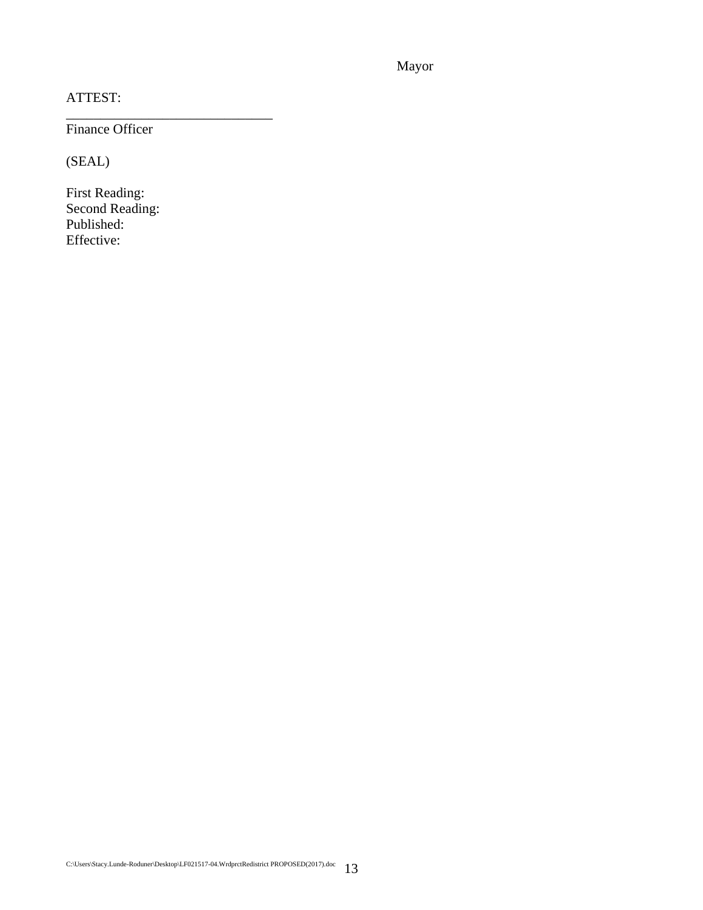Mayor

ATTEST:

\_\_\_\_\_\_\_\_\_\_\_\_\_\_\_\_\_\_\_\_\_\_\_\_\_\_\_\_\_\_

Finance Officer

(SEAL)

First Reading:
Second Reading:
Published:
Effective: